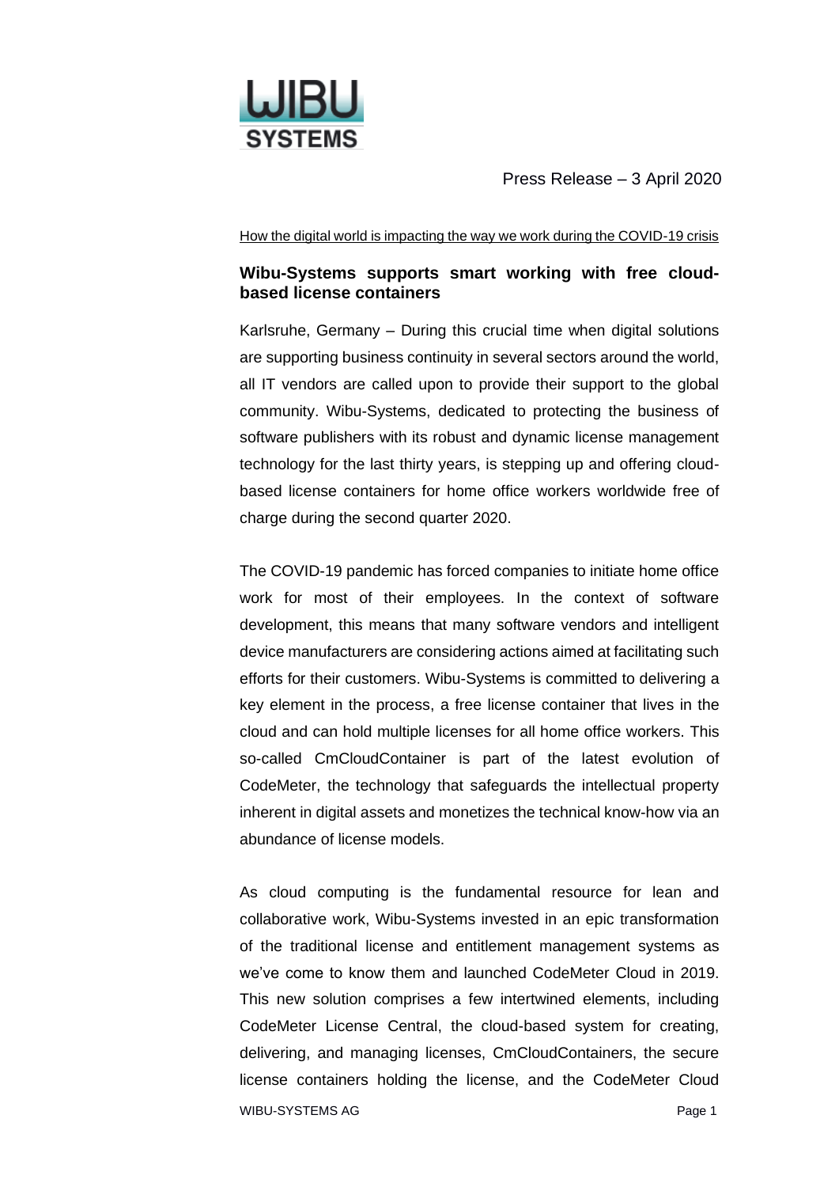Press Release – 3 April 2020

How the digital world is impacting the way we work during the COVID-19 crisis

## Wibu-Systems supports smart working with free cloud-based license containers

Karlsruhe, Germany – During this crucial time when digital solutions are supporting business continuity in several sectors around the world, all IT vendors are called upon to provide their support to the global community. Wibu-Systems, dedicated to protecting the business of software publishers with its robust and dynamic license management technology for the last thirty years, is stepping up and offering cloud-based license containers for home office workers worldwide free of charge during the second quarter 2020.

The COVID-19 pandemic has forced companies to initiate home office work for most of their employees. In the context of software development, this means that many software vendors and intelligent device manufacturers are considering actions aimed at facilitating such efforts for their customers. Wibu-Systems is committed to delivering a key element in the process, a free license container that lives in the cloud and can hold multiple licenses for all home office workers. This so-called CmCloudContainer is part of the latest evolution of CodeMeter, the technology that safeguards the intellectual property inherent in digital assets and monetizes the technical know-how via an abundance of license models.

As cloud computing is the fundamental resource for lean and collaborative work, Wibu-Systems invested in an epic transformation of the traditional license and entitlement management systems as we've come to know them and launched CodeMeter Cloud in 2019. This new solution comprises a few intertwined elements, including CodeMeter License Central, the cloud-based system for creating, delivering, and managing licenses, CmCloudContainers, the secure license containers holding the license, and the CodeMeter Cloud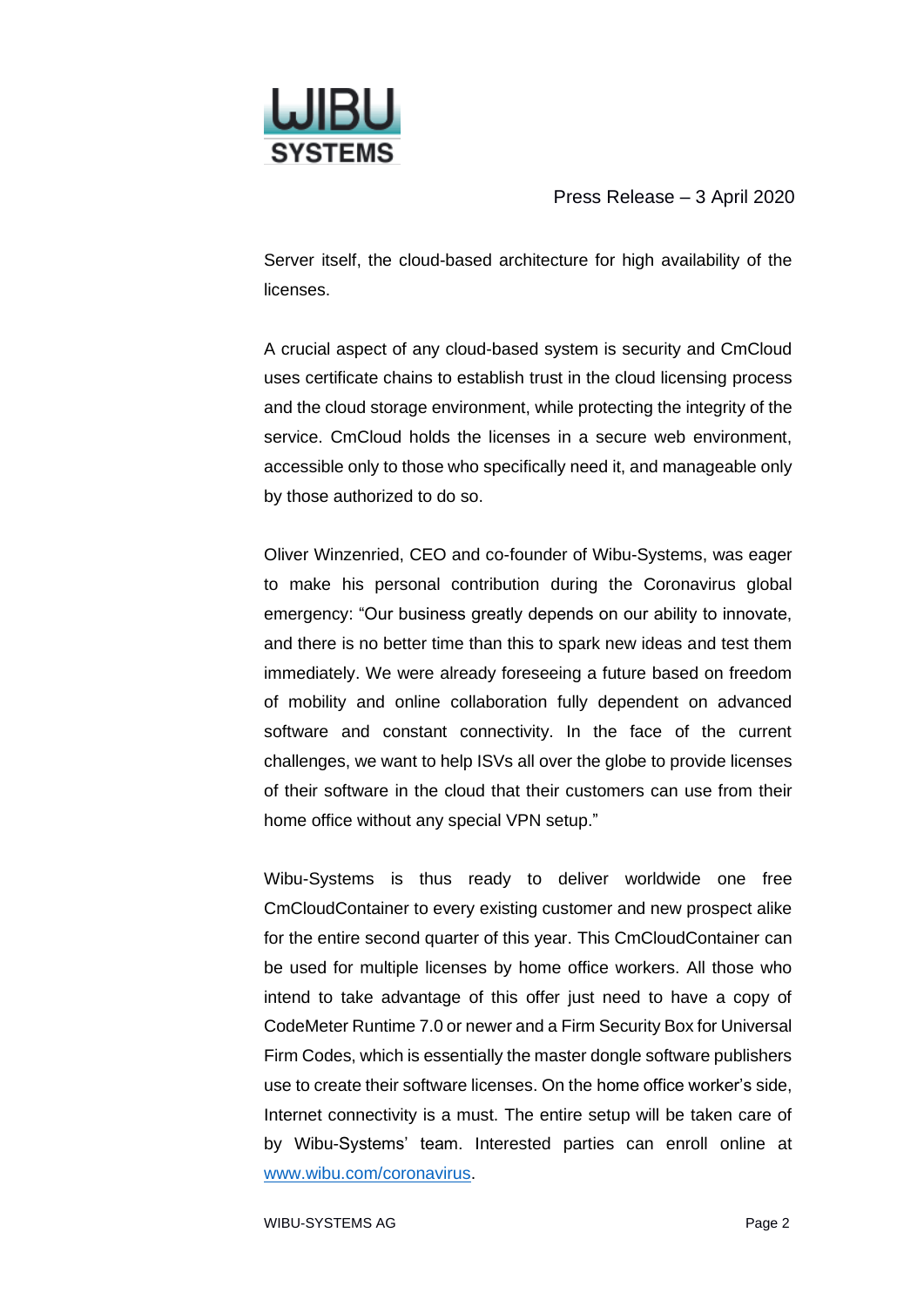Server itself, the cloud-based architecture for high availability of the licenses.

A crucial aspect of any cloud-based system is security and CmCloud uses certificate chains to establish trust in the cloud licensing process and the cloud storage environment, while protecting the integrity of the service. CmCloud holds the licenses in a secure web environment, accessible only to those who specifically need it, and manageable only by those authorized to do so.

Oliver Winzenried, CEO and co-founder of Wibu-Systems, was eager to make his personal contribution during the Coronavirus global emergency: "Our business greatly depends on our ability to innovate, and there is no better time than this to spark new ideas and test them immediately. We were already foreseeing a future based on freedom of mobility and online collaboration fully dependent on advanced software and constant connectivity. In the face of the current challenges, we want to help ISVs all over the globe to provide licenses of their software in the cloud that their customers can use from their home office without any special VPN setup."

Wibu-Systems is thus ready to deliver worldwide one free CmCloudContainer to every existing customer and new prospect alike for the entire second quarter of this year. This CmCloudContainer can be used for multiple licenses by home office workers. All those who intend to take advantage of this offer just need to have a copy of CodeMeter Runtime 7.0 or newer and a Firm Security Box for Universal Firm Codes, which is essentially the master dongle software publishers use to create their software licenses. On the home office worker's side, Internet connectivity is a must. The entire setup will be taken care of by Wibu-Systems' team. Interested parties can enroll online at [www.wibu.com/coronavirus](http://www.wibu.com/coronavirus).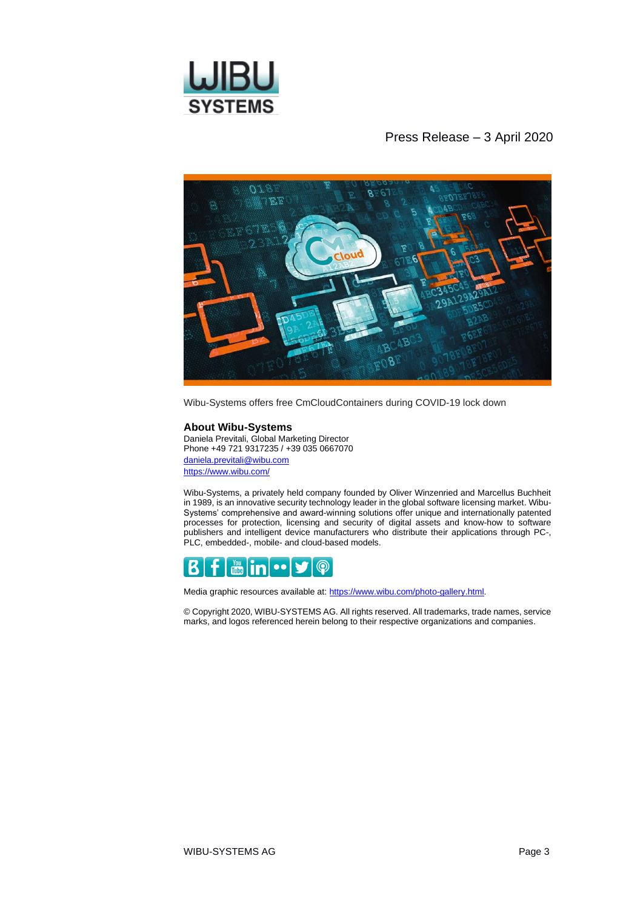Press Release – 3 April 2020

Wibu-Systems offers free CmCloudContainers during COVID-19 lock down

## About Wibu-Systems

Daniela Previtali, Global Marketing Director
Phone +49 721 9317235 / +39 035 0667070
daniela.previtali@wibu.com
https://www.wibu.com/

Wibu-Systems, a privately held company founded by Oliver Winzenried and Marcellus Buchheit in 1989, is an innovative security technology leader in the global software licensing market. Wibu-Systems' comprehensive and award-winning solutions offer unique and internationally patented processes for protection, licensing and security of digital assets and know-how to software publishers and intelligent device manufacturers who distribute their applications through PC-, PLC, embedded-, mobile- and cloud-based models.

Media graphic resources available at: https://www.wibu.com/photo-gallery.html.

© Copyright 2020, WIBU-SYSTEMS AG. All rights reserved. All trademarks, trade names, service marks, and logos referenced herein belong to their respective organizations and companies.